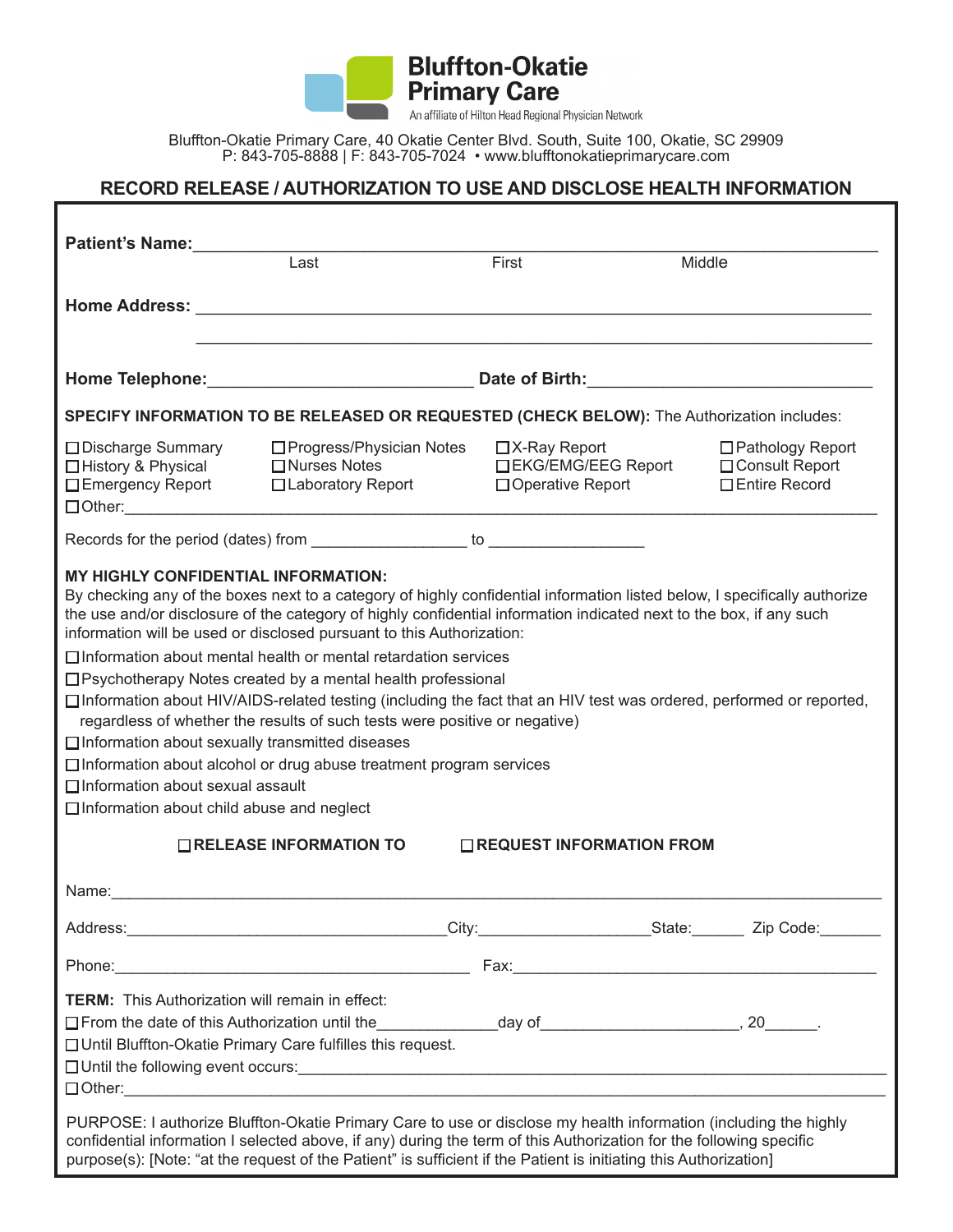**Bluffton-Okatie Primary Care**

An affiliate of Hilton Head Regional Physician Network

Bluffton-Okatie Primary Care, 40 Okatie Center Blvd. South, Suite 100, Okatie, SC 29909
P: 843-705-8888 | F: 843-705-7024 • www.blufftonokatieprimarycare.com

## RECORD RELEASE / AUTHORIZATION TO USE AND DISCLOSE HEALTH INFORMATION

**Patient's Name:** ____________________________________________
Last First Middle

**Home Address:** ____________________________________________

____________________________________________

**Home Telephone:** ______________________ **Date of Birth:** ______________________

**SPECIFY INFORMATION TO BE RELEASED OR REQUESTED (CHECK BELOW):** The Authorization includes:

☐ Discharge Summary ☐ Progress/Physician Notes ☐ X-Ray Report ☐ Pathology Report
☐ History & Physical ☐ Nurses Notes ☐ EKG/EMG/EEG Report ☐ Consult Report
☐ Emergency Report ☐ Laboratory Report ☐ Operative Report ☐ Entire Record
☐ Other: ____________________________________________

Records for the period (dates) from _______________ to _______________

**MY HIGHLY CONFIDENTIAL INFORMATION:**
By checking any of the boxes next to a category of highly confidential information listed below, I specifically authorize the use and/or disclosure of the category of highly confidential information indicated next to the box, if any such information will be used or disclosed pursuant to this Authorization:

☐ Information about mental health or mental retardation services
☐ Psychotherapy Notes created by a mental health professional
☐ Information about HIV/AIDS-related testing (including the fact that an HIV test was ordered, performed or reported, regardless of whether the results of such tests were positive or negative)
☐ Information about sexually transmitted diseases
☐ Information about alcohol or drug abuse treatment program services
☐ Information about sexual assault
☐ Information about child abuse and neglect

☐ **RELEASE INFORMATION TO** ☐ **REQUEST INFORMATION FROM**

Name: ____________________________________________

Address: ______________________ City: ______________ State: ______ Zip Code: _______

Phone: ______________________ Fax: ______________________

**TERM:** This Authorization will remain in effect:
☐ From the date of this Authorization until the ____________ day of ____________________, 20______.
☐ Until Bluffton-Okatie Primary Care fulfilles this request.
☐ Until the following event occurs: ____________________________________________
☐ Other: ____________________________________________

PURPOSE: I authorize Bluffton-Okatie Primary Care to use or disclose my health information (including the highly confidential information I selected above, if any) during the term of this Authorization for the following specific purpose(s): [Note: "at the request of the Patient" is sufficient if the Patient is initiating this Authorization]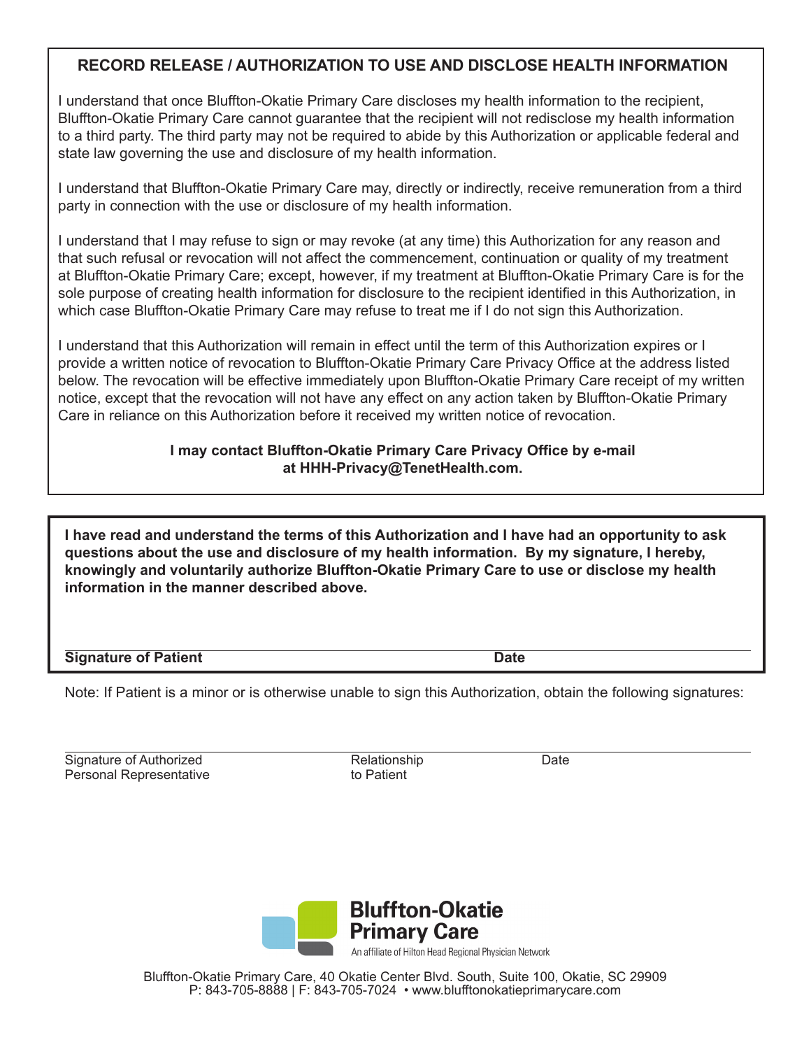## RECORD RELEASE / AUTHORIZATION TO USE AND DISCLOSE HEALTH INFORMATION

I understand that once Bluffton-Okatie Primary Care discloses my health information to the recipient, Bluffton-Okatie Primary Care cannot guarantee that the recipient will not redisclose my health information to a third party. The third party may not be required to abide by this Authorization or applicable federal and state law governing the use and disclosure of my health information.

I understand that Bluffton-Okatie Primary Care may, directly or indirectly, receive remuneration from a third party in connection with the use or disclosure of my health information.

I understand that I may refuse to sign or may revoke (at any time) this Authorization for any reason and that such refusal or revocation will not affect the commencement, continuation or quality of my treatment at Bluffton-Okatie Primary Care; except, however, if my treatment at Bluffton-Okatie Primary Care is for the sole purpose of creating health information for disclosure to the recipient identified in this Authorization, in which case Bluffton-Okatie Primary Care may refuse to treat me if I do not sign this Authorization.

I understand that this Authorization will remain in effect until the term of this Authorization expires or I provide a written notice of revocation to Bluffton-Okatie Primary Care Privacy Office at the address listed below. The revocation will be effective immediately upon Bluffton-Okatie Primary Care receipt of my written notice, except that the revocation will not have any effect on any action taken by Bluffton-Okatie Primary Care in reliance on this Authorization before it received my written notice of revocation.

**I may contact Bluffton-Okatie Primary Care Privacy Office by e-mail at HHH-Privacy@TenetHealth.com.**

**I have read and understand the terms of this Authorization and I have had an opportunity to ask questions about the use and disclosure of my health information. By my signature, I hereby, knowingly and voluntarily authorize Bluffton-Okatie Primary Care to use or disclose my health information in the manner described above.**

**Signature of Patient** _______________________ **Date** _______________

Note: If Patient is a minor or is otherwise unable to sign this Authorization, obtain the following signatures:

Signature of Authorized Personal Representative _______________ Relationship to Patient _______________ Date _______________

**Bluffton-Okatie Primary Care**

An affiliate of Hilton Head Regional Physician Network

Bluffton-Okatie Primary Care, 40 Okatie Center Blvd. South, Suite 100, Okatie, SC 29909
P: 843-705-8888 | F: 843-705-7024 • www.blufftonokatieprimarycare.com